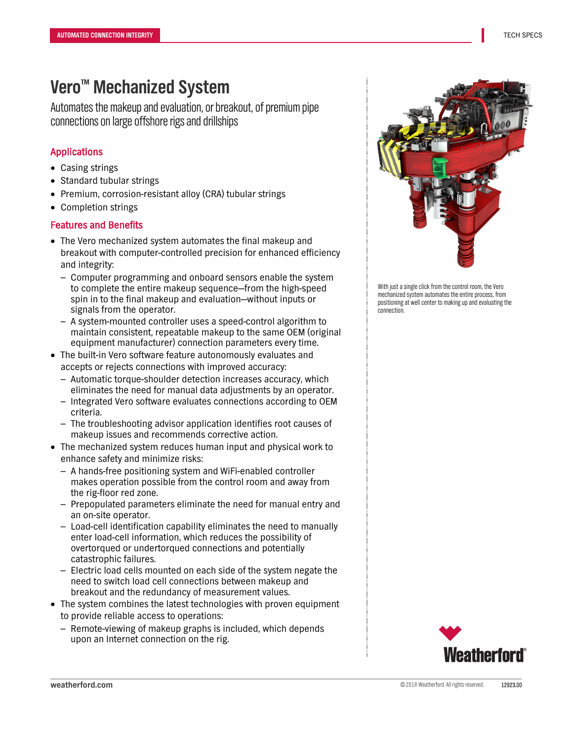AUTOMATED CONNECTION INTEGRITY

# Vero™ Mechanized System

Automates the makeup and evaluation, or breakout, of premium pipe connections on large offshore rigs and drillships

## Applications

- Casing strings
- Standard tubular strings
- Premium, corrosion-resistant alloy (CRA) tubular strings
- Completion strings

## Features and Benefits

- The Vero mechanized system automates the final makeup and breakout with computer-controlled precision for enhanced efficiency and integrity:
  - Computer programming and onboard sensors enable the system to complete the entire makeup sequence—from the high-speed spin in to the final makeup and evaluation—without inputs or signals from the operator.
  - A system-mounted controller uses a speed-control algorithm to maintain consistent, repeatable makeup to the same OEM (original equipment manufacturer) connection parameters every time.
- The built-in Vero software feature autonomously evaluates and accepts or rejects connections with improved accuracy:
  - Automatic torque-shoulder detection increases accuracy, which eliminates the need for manual data adjustments by an operator.
  - Integrated Vero software evaluates connections according to OEM criteria.
  - The troubleshooting advisor application identifies root causes of makeup issues and recommends corrective action.
- The mechanized system reduces human input and physical work to enhance safety and minimize risks:
  - A hands-free positioning system and WiFi-enabled controller makes operation possible from the control room and away from the rig-floor red zone.
  - Prepopulated parameters eliminate the need for manual entry and an on-site operator.
  - Load-cell identification capability eliminates the need to manually enter load-cell information, which reduces the possibility of overtorqued or undertorqued connections and potentially catastrophic failures.
  - Electric load cells mounted on each side of the system negate the need to switch load cell connections between makeup and breakout and the redundancy of measurement values.
- The system combines the latest technologies with proven equipment to provide reliable access to operations:
  - Remote-viewing of makeup graphs is included, which depends upon an Internet connection on the rig.

With just a single click from the control room, the Vero mechanized system automates the entire process, from positioning at well center to making up and evaluating the connection.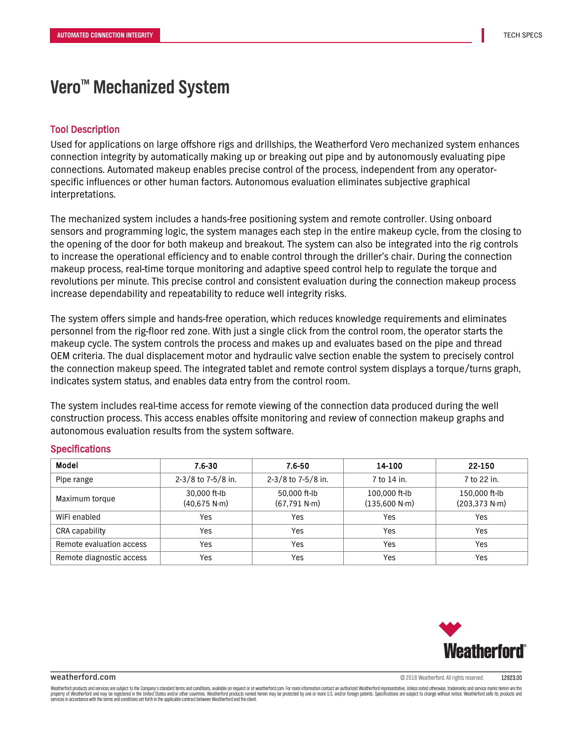# Vero™ Mechanized System

## Tool Description

Used for applications on large offshore rigs and drillships, the Weatherford Vero mechanized system enhances connection integrity by automatically making up or breaking out pipe and by autonomously evaluating pipe connections. Automated makeup enables precise control of the process, independent from any operator-specific influences or other human factors. Autonomous evaluation eliminates subjective graphical interpretations.

The mechanized system includes a hands-free positioning system and remote controller. Using onboard sensors and programming logic, the system manages each step in the entire makeup cycle, from the closing to the opening of the door for both makeup and breakout. The system can also be integrated into the rig controls to increase the operational efficiency and to enable control through the driller's chair. During the connection makeup process, real-time torque monitoring and adaptive speed control help to regulate the torque and revolutions per minute. This precise control and consistent evaluation during the connection makeup process increase dependability and repeatability to reduce well integrity risks.

The system offers simple and hands-free operation, which reduces knowledge requirements and eliminates personnel from the rig-floor red zone. With just a single click from the control room, the operator starts the makeup cycle. The system controls the process and makes up and evaluates based on the pipe and thread OEM criteria. The dual displacement motor and hydraulic valve section enable the system to precisely control the connection makeup speed. The integrated tablet and remote control system displays a torque/turns graph, indicates system status, and enables data entry from the control room.

The system includes real-time access for remote viewing of the connection data produced during the well construction process. This access enables offsite monitoring and review of connection makeup graphs and autonomous evaluation results from the system software.

## Specifications

| Model | 7.6-30 | 7.6-50 | 14-100 | 22-150 |
|---|---|---|---|---|
| Pipe range | 2-3/8 to 7-5/8 in. | 2-3/8 to 7-5/8 in. | 7 to 14 in. | 7 to 22 in. |
| Maximum torque | 30,000 ft-lb (40,675 N·m) | 50,000 ft-lb (67,791 N·m) | 100,000 ft-lb (135,600 N·m) | 150,000 ft-lb (203,373 N·m) |
| WiFi enabled | Yes | Yes | Yes | Yes |
| CRA capability | Yes | Yes | Yes | Yes |
| Remote evaluation access | Yes | Yes | Yes | Yes |
| Remote diagnostic access | Yes | Yes | Yes | Yes |

Weatherford

weatherford.com

© 2018 Weatherford. All rights reserved. 12923.00

Weatherford products and services are subject to the Company's standard terms and conditions, available on request or at weatherford.com. For more information contact an authorized Weatherford representative. Unless noted otherwise, trademarks and service marks herein are the property of Weatherford and may be registered in the United States and/or other countries. Weatherford products named herein may be protected by one or more U.S. and/or foreign patents. Specifications are subject to change without notice. Weatherford sells its products and services in accordance with the terms and conditions set forth in the applicable contract between Weatherford and the client.